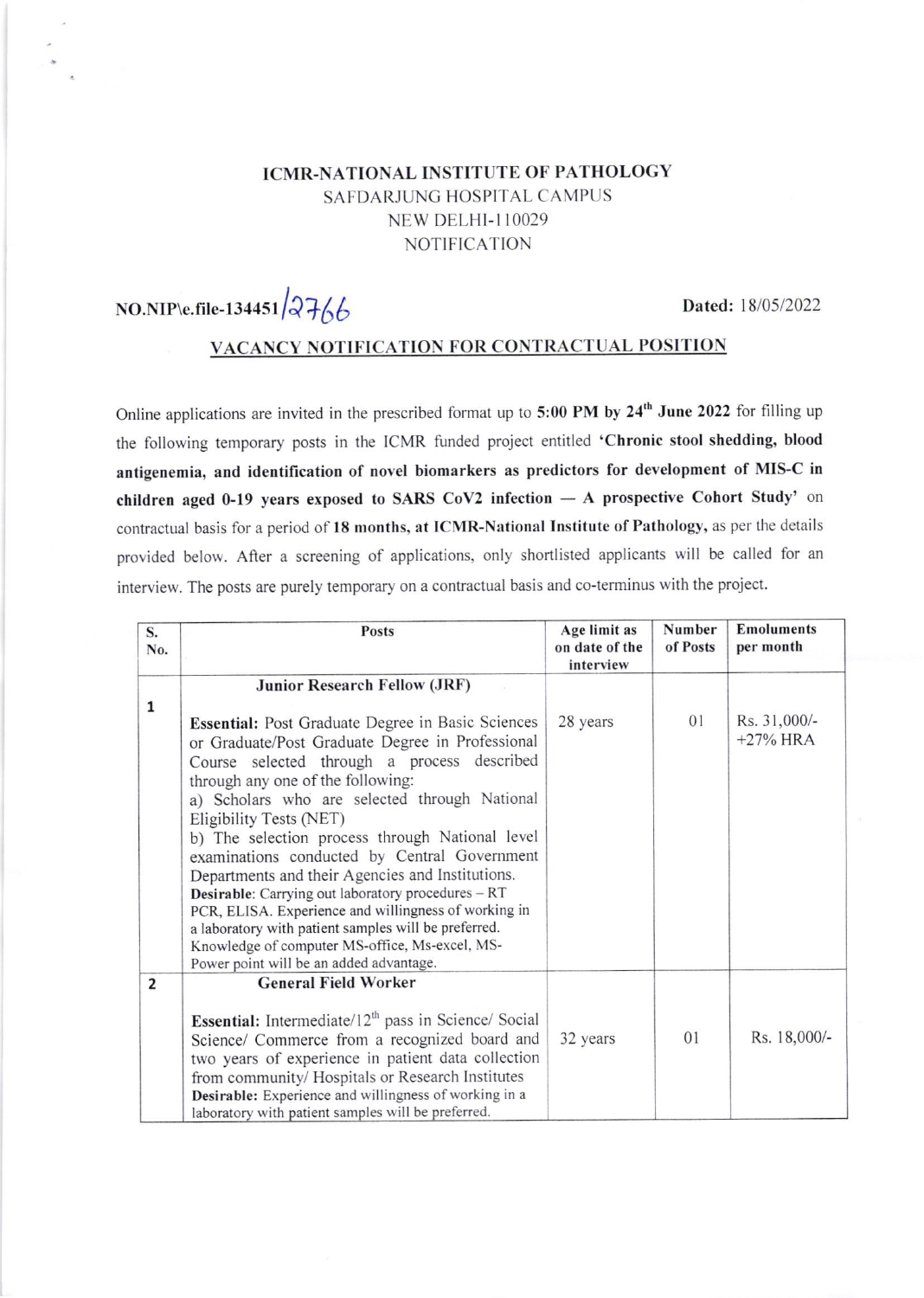**ICMR-NATIONAL INSTITUTE OF PATHOLOGY**
SAFDARJUNG HOSPITAL CAMPUS
NEW DELHI-110029
NOTIFICATION

**NO.NIP\e.file-134451/2766** **Dated:** 18/05/2022

## VACANCY NOTIFICATION FOR CONTRACTUAL POSITION

Online applications are invited in the prescribed format up to **5:00 PM by 24th June 2022** for filling up the following temporary posts in the ICMR funded project entitled **'Chronic stool shedding, blood antigenemia, and identification of novel biomarkers as predictors for development of MIS-C in children aged 0-19 years exposed to SARS CoV2 infection — A prospective Cohort Study'** on contractual basis for a period of **18 months, at ICMR-National Institute of Pathology,** as per the details provided below. After a screening of applications, only shortlisted applicants will be called for an interview. The posts are purely temporary on a contractual basis and co-terminus with the project.

| S. No. | Posts | Age limit as on date of the interview | Number of Posts | Emoluments per month |
|---|---|---|---|---|
| 1 | **Junior Research Fellow (JRF)**<br><br>**Essential:** Post Graduate Degree in Basic Sciences or Graduate/Post Graduate Degree in Professional Course selected through a process described through any one of the following:<br>a) Scholars who are selected through National Eligibility Tests (NET)<br>b) The selection process through National level examinations conducted by Central Government Departments and their Agencies and Institutions.<br>**Desirable**: Carrying out laboratory procedures – RT PCR, ELISA. Experience and willingness of working in a laboratory with patient samples will be preferred. Knowledge of computer MS-office, Ms-excel, MS-Power point will be an added advantage. | 28 years | 01 | Rs. 31,000/- +27% HRA |
| 2 | **General Field Worker**<br><br>**Essential:** Intermediate/12th pass in Science/ Social Science/ Commerce from a recognized board and two years of experience in patient data collection from community/ Hospitals or Research Institutes<br>**Desirable:** Experience and willingness of working in a laboratory with patient samples will be preferred. | 32 years | 01 | Rs. 18,000/- |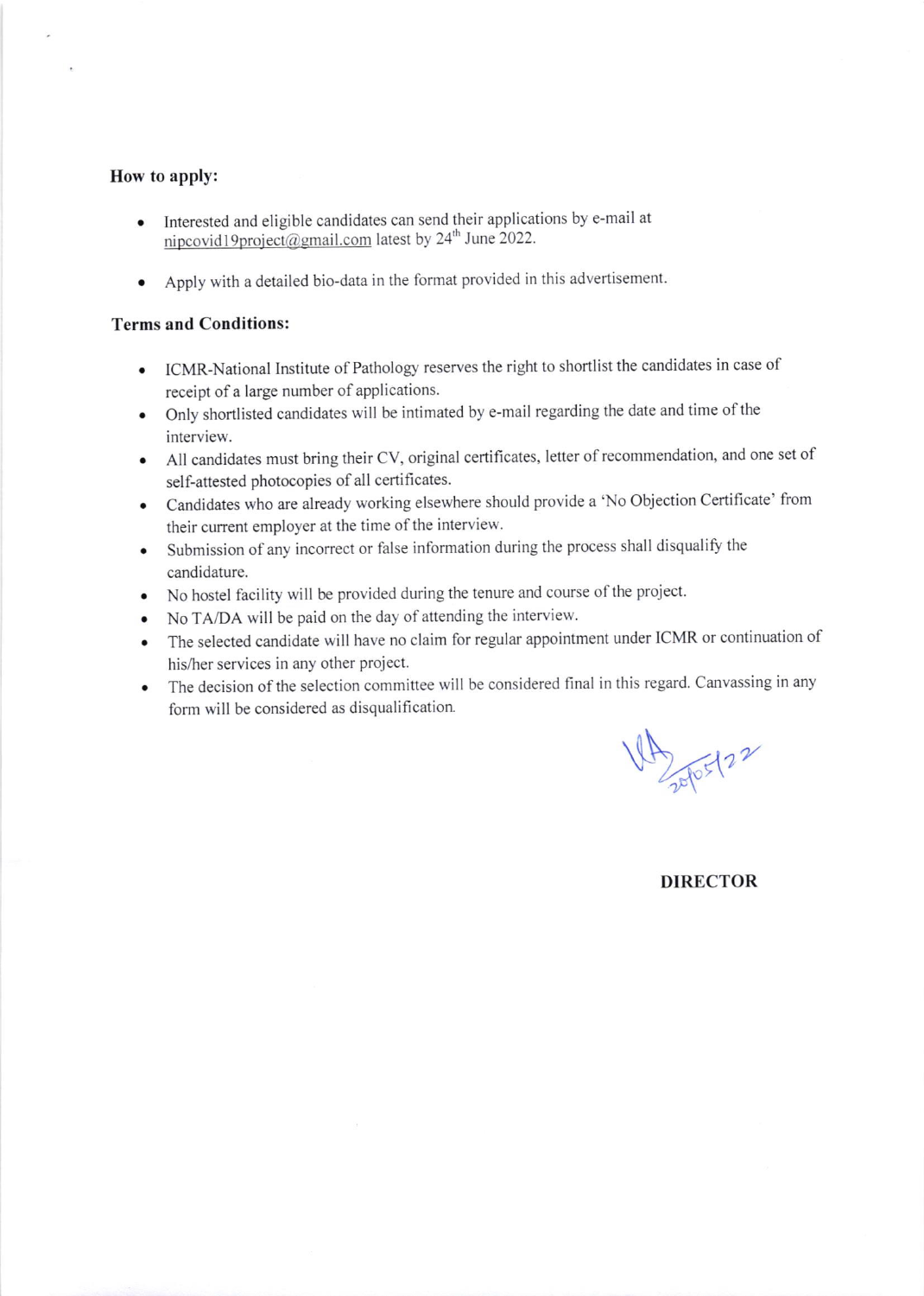**How to apply:**

- Interested and eligible candidates can send their applications by e-mail at nipcovid19project@gmail.com latest by 24th June 2022.
- Apply with a detailed bio-data in the format provided in this advertisement.

**Terms and Conditions:**

- ICMR-National Institute of Pathology reserves the right to shortlist the candidates in case of receipt of a large number of applications.
- Only shortlisted candidates will be intimated by e-mail regarding the date and time of the interview.
- All candidates must bring their CV, original certificates, letter of recommendation, and one set of self-attested photocopies of all certificates.
- Candidates who are already working elsewhere should provide a 'No Objection Certificate' from their current employer at the time of the interview.
- Submission of any incorrect or false information during the process shall disqualify the candidature.
- No hostel facility will be provided during the tenure and course of the project.
- No TA/DA will be paid on the day of attending the interview.
- The selected candidate will have no claim for regular appointment under ICMR or continuation of his/her services in any other project.
- The decision of the selection committee will be considered final in this regard. Canvassing in any form will be considered as disqualification.

20/05/22

**DIRECTOR**